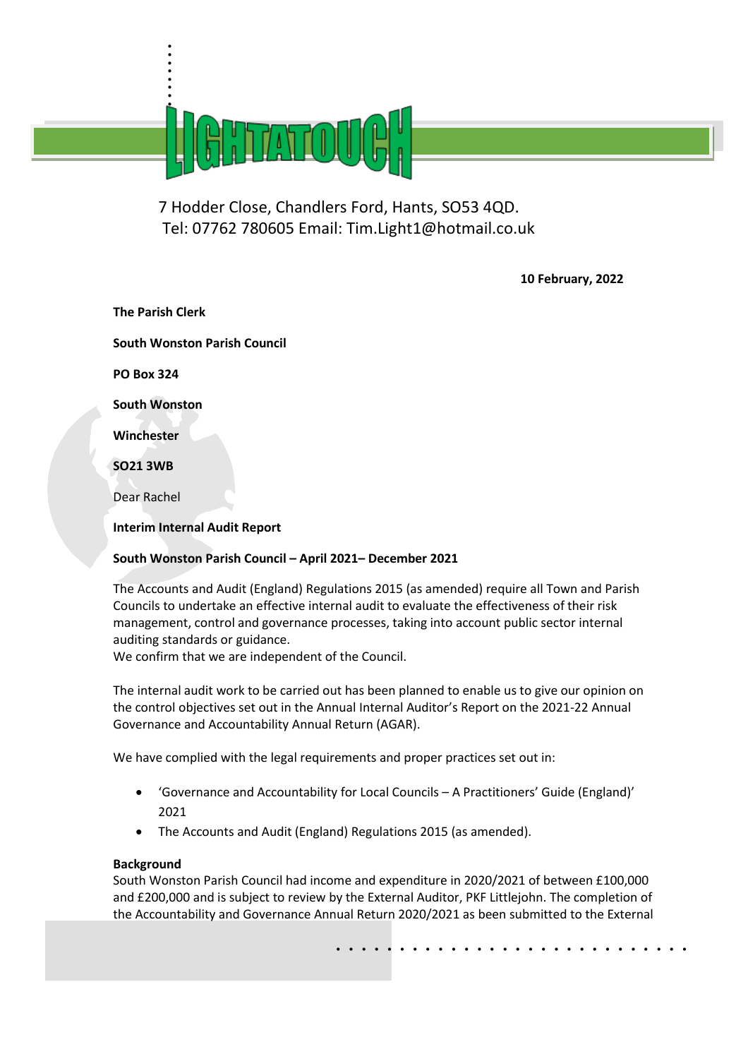LIGHTATOUCH

7 Hodder Close, Chandlers Ford, Hants, SO53 4QD.
Tel: 07762 780605 Email: Tim.Light1@hotmail.co.uk

**10 February, 2022**

**The Parish Clerk**

**South Wonston Parish Council**

**PO Box 324**

**South Wonston**

**Winchester**

**SO21 3WB**

Dear Rachel

**Interim Internal Audit Report**

**South Wonston Parish Council – April 2021– December 2021**

The Accounts and Audit (England) Regulations 2015 (as amended) require all Town and Parish Councils to undertake an effective internal audit to evaluate the effectiveness of their risk management, control and governance processes, taking into account public sector internal auditing standards or guidance.
We confirm that we are independent of the Council.

The internal audit work to be carried out has been planned to enable us to give our opinion on the control objectives set out in the Annual Internal Auditor's Report on the 2021-22 Annual Governance and Accountability Annual Return (AGAR).

We have complied with the legal requirements and proper practices set out in:

- 'Governance and Accountability for Local Councils – A Practitioners' Guide (England)' 2021
- The Accounts and Audit (England) Regulations 2015 (as amended).

**Background**
South Wonston Parish Council had income and expenditure in 2020/2021 of between £100,000 and £200,000 and is subject to review by the External Auditor, PKF Littlejohn. The completion of the Accountability and Governance Annual Return 2020/2021 as been submitted to the External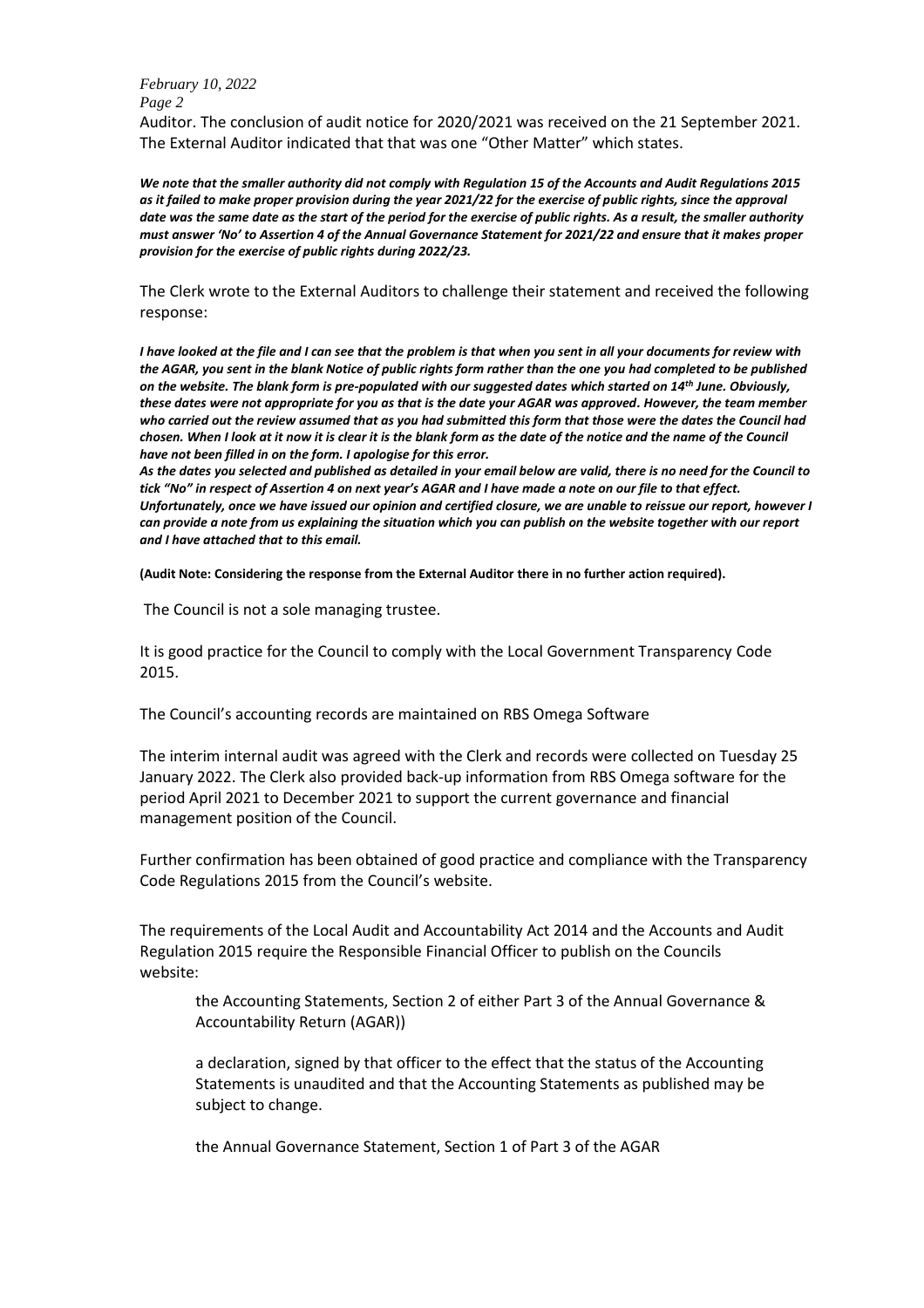Auditor. The conclusion of audit notice for 2020/2021 was received on the 21 September 2021. The External Auditor indicated that that was one "Other Matter" which states.

***We note that the smaller authority did not comply with Regulation 15 of the Accounts and Audit Regulations 2015 as it failed to make proper provision during the year 2021/22 for the exercise of public rights, since the approval date was the same date as the start of the period for the exercise of public rights. As a result, the smaller authority must answer 'No' to Assertion 4 of the Annual Governance Statement for 2021/22 and ensure that it makes proper provision for the exercise of public rights during 2022/23.***

The Clerk wrote to the External Auditors to challenge their statement and received the following response:

***I have looked at the file and I can see that the problem is that when you sent in all your documents for review with the AGAR, you sent in the blank Notice of public rights form rather than the one you had completed to be published on the website. The blank form is pre-populated with our suggested dates which started on 14th June. Obviously, these dates were not appropriate for you as that is the date your AGAR was approved. However, the team member who carried out the review assumed that as you had submitted this form that those were the dates the Council had chosen. When I look at it now it is clear it is the blank form as the date of the notice and the name of the Council have not been filled in on the form. I apologise for this error.***
***As the dates you selected and published as detailed in your email below are valid, there is no need for the Council to tick "No" in respect of Assertion 4 on next year's AGAR and I have made a note on our file to that effect. Unfortunately, once we have issued our opinion and certified closure, we are unable to reissue our report, however I can provide a note from us explaining the situation which you can publish on the website together with our report and I have attached that to this email.***

**(Audit Note: Considering the response from the External Auditor there in no further action required).**

The Council is not a sole managing trustee.

It is good practice for the Council to comply with the Local Government Transparency Code 2015.

The Council's accounting records are maintained on RBS Omega Software

The interim internal audit was agreed with the Clerk and records were collected on Tuesday 25 January 2022. The Clerk also provided back-up information from RBS Omega software for the period April 2021 to December 2021 to support the current governance and financial management position of the Council.

Further confirmation has been obtained of good practice and compliance with the Transparency Code Regulations 2015 from the Council's website.

The requirements of the Local Audit and Accountability Act 2014 and the Accounts and Audit Regulation 2015 require the Responsible Financial Officer to publish on the Councils website:

> the Accounting Statements, Section 2 of either Part 3 of the Annual Governance & Accountability Return (AGAR))
>
> a declaration, signed by that officer to the effect that the status of the Accounting Statements is unaudited and that the Accounting Statements as published may be subject to change.
>
> the Annual Governance Statement, Section 1 of Part 3 of the AGAR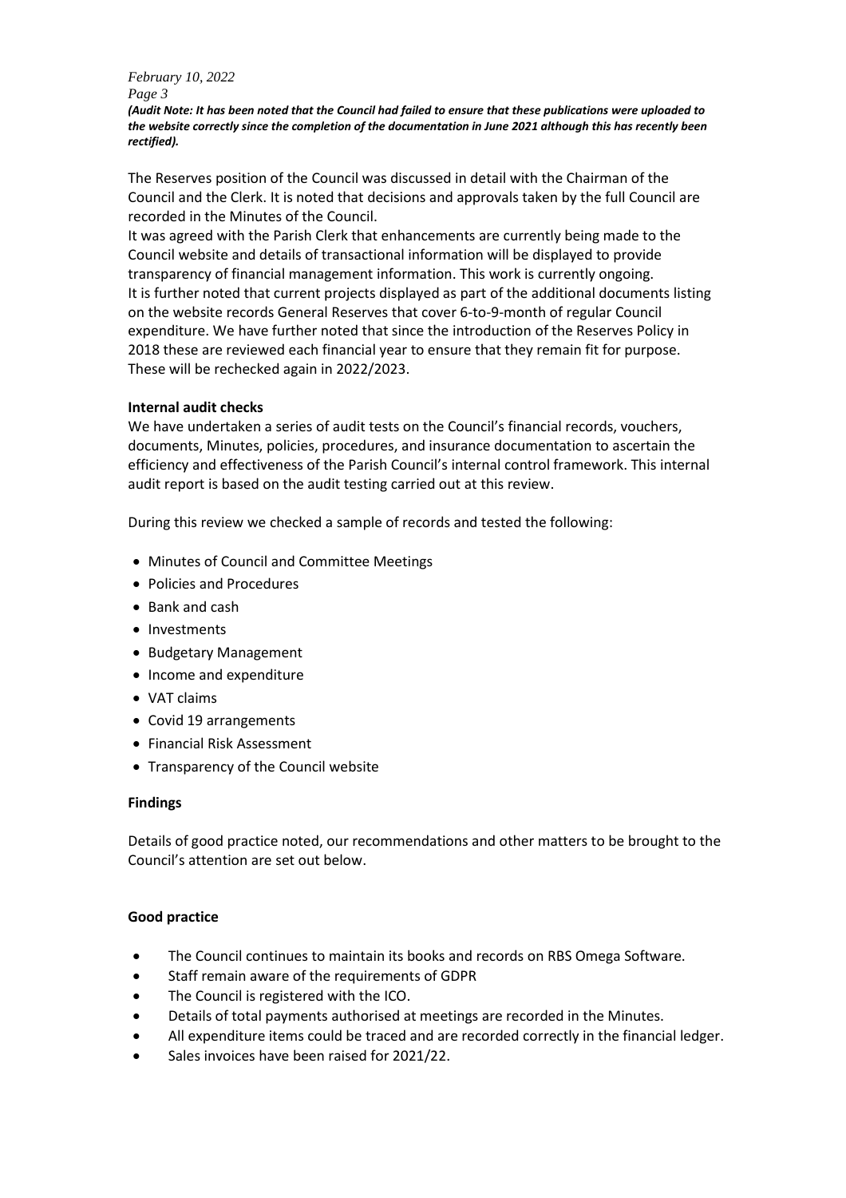*(Audit Note: It has been noted that the Council had failed to ensure that these publications were uploaded to the website correctly since the completion of the documentation in June 2021 although this has recently been rectified).*

The Reserves position of the Council was discussed in detail with the Chairman of the Council and the Clerk. It is noted that decisions and approvals taken by the full Council are recorded in the Minutes of the Council.
It was agreed with the Parish Clerk that enhancements are currently being made to the Council website and details of transactional information will be displayed to provide transparency of financial management information. This work is currently ongoing.
It is further noted that current projects displayed as part of the additional documents listing on the website records General Reserves that cover 6-to-9-month of regular Council expenditure. We have further noted that since the introduction of the Reserves Policy in 2018 these are reviewed each financial year to ensure that they remain fit for purpose. These will be rechecked again in 2022/2023.

**Internal audit checks**

We have undertaken a series of audit tests on the Council's financial records, vouchers, documents, Minutes, policies, procedures, and insurance documentation to ascertain the efficiency and effectiveness of the Parish Council's internal control framework. This internal audit report is based on the audit testing carried out at this review.

During this review we checked a sample of records and tested the following:

- Minutes of Council and Committee Meetings
- Policies and Procedures
- Bank and cash
- Investments
- Budgetary Management
- Income and expenditure
- VAT claims
- Covid 19 arrangements
- Financial Risk Assessment
- Transparency of the Council website

**Findings**

Details of good practice noted, our recommendations and other matters to be brought to the Council's attention are set out below.

**Good practice**

- The Council continues to maintain its books and records on RBS Omega Software.
- Staff remain aware of the requirements of GDPR
- The Council is registered with the ICO.
- Details of total payments authorised at meetings are recorded in the Minutes.
- All expenditure items could be traced and are recorded correctly in the financial ledger.
- Sales invoices have been raised for 2021/22.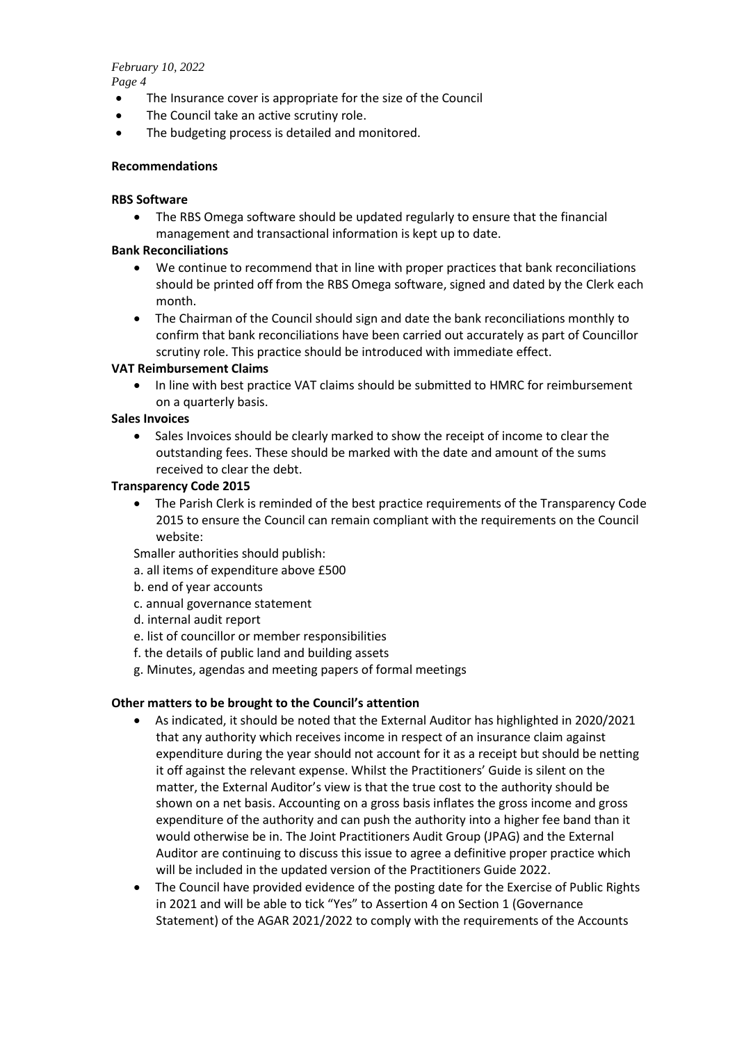- The Insurance cover is appropriate for the size of the Council
- The Council take an active scrutiny role.
- The budgeting process is detailed and monitored.

**Recommendations**

**RBS Software**

- The RBS Omega software should be updated regularly to ensure that the financial management and transactional information is kept up to date.

**Bank Reconciliations**

- We continue to recommend that in line with proper practices that bank reconciliations should be printed off from the RBS Omega software, signed and dated by the Clerk each month.
- The Chairman of the Council should sign and date the bank reconciliations monthly to confirm that bank reconciliations have been carried out accurately as part of Councillor scrutiny role. This practice should be introduced with immediate effect.

**VAT Reimbursement Claims**

- In line with best practice VAT claims should be submitted to HMRC for reimbursement on a quarterly basis.

**Sales Invoices**

- Sales Invoices should be clearly marked to show the receipt of income to clear the outstanding fees. These should be marked with the date and amount of the sums received to clear the debt.

**Transparency Code 2015**

- The Parish Clerk is reminded of the best practice requirements of the Transparency Code 2015 to ensure the Council can remain compliant with the requirements on the Council website:

  Smaller authorities should publish:
  a. all items of expenditure above £500
  b. end of year accounts
  c. annual governance statement
  d. internal audit report
  e. list of councillor or member responsibilities
  f. the details of public land and building assets
  g. Minutes, agendas and meeting papers of formal meetings

**Other matters to be brought to the Council's attention**

- As indicated, it should be noted that the External Auditor has highlighted in 2020/2021 that any authority which receives income in respect of an insurance claim against expenditure during the year should not account for it as a receipt but should be netting it off against the relevant expense. Whilst the Practitioners' Guide is silent on the matter, the External Auditor's view is that the true cost to the authority should be shown on a net basis. Accounting on a gross basis inflates the gross income and gross expenditure of the authority and can push the authority into a higher fee band than it would otherwise be in. The Joint Practitioners Audit Group (JPAG) and the External Auditor are continuing to discuss this issue to agree a definitive proper practice which will be included in the updated version of the Practitioners Guide 2022.
- The Council have provided evidence of the posting date for the Exercise of Public Rights in 2021 and will be able to tick "Yes" to Assertion 4 on Section 1 (Governance Statement) of the AGAR 2021/2022 to comply with the requirements of the Accounts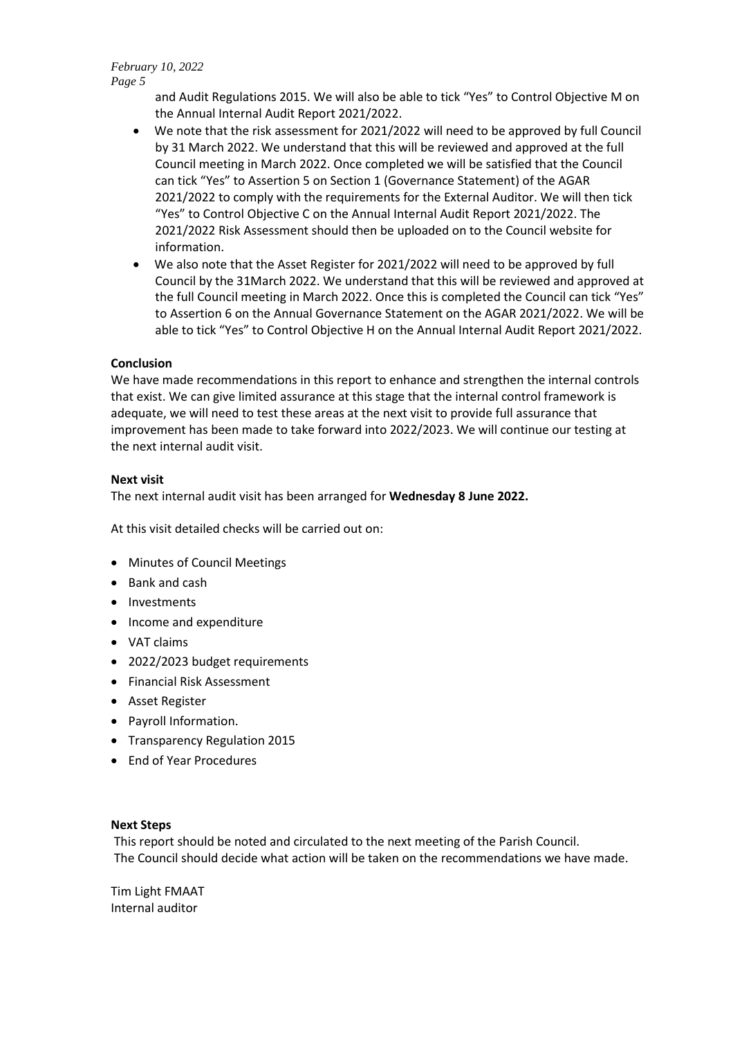and Audit Regulations 2015. We will also be able to tick "Yes" to Control Objective M on the Annual Internal Audit Report 2021/2022.

- We note that the risk assessment for 2021/2022 will need to be approved by full Council by 31 March 2022. We understand that this will be reviewed and approved at the full Council meeting in March 2022. Once completed we will be satisfied that the Council can tick "Yes" to Assertion 5 on Section 1 (Governance Statement) of the AGAR 2021/2022 to comply with the requirements for the External Auditor. We will then tick "Yes" to Control Objective C on the Annual Internal Audit Report 2021/2022. The 2021/2022 Risk Assessment should then be uploaded on to the Council website for information.
- We also note that the Asset Register for 2021/2022 will need to be approved by full Council by the 31March 2022. We understand that this will be reviewed and approved at the full Council meeting in March 2022. Once this is completed the Council can tick "Yes" to Assertion 6 on the Annual Governance Statement on the AGAR 2021/2022. We will be able to tick "Yes" to Control Objective H on the Annual Internal Audit Report 2021/2022.

**Conclusion**

We have made recommendations in this report to enhance and strengthen the internal controls that exist. We can give limited assurance at this stage that the internal control framework is adequate, we will need to test these areas at the next visit to provide full assurance that improvement has been made to take forward into 2022/2023. We will continue our testing at the next internal audit visit.

**Next visit**

The next internal audit visit has been arranged for **Wednesday 8 June 2022.**

At this visit detailed checks will be carried out on:

- Minutes of Council Meetings
- Bank and cash
- Investments
- Income and expenditure
- VAT claims
- 2022/2023 budget requirements
- Financial Risk Assessment
- Asset Register
- Payroll Information.
- Transparency Regulation 2015
- End of Year Procedures

**Next Steps**

This report should be noted and circulated to the next meeting of the Parish Council.
The Council should decide what action will be taken on the recommendations we have made.

Tim Light FMAAT
Internal auditor